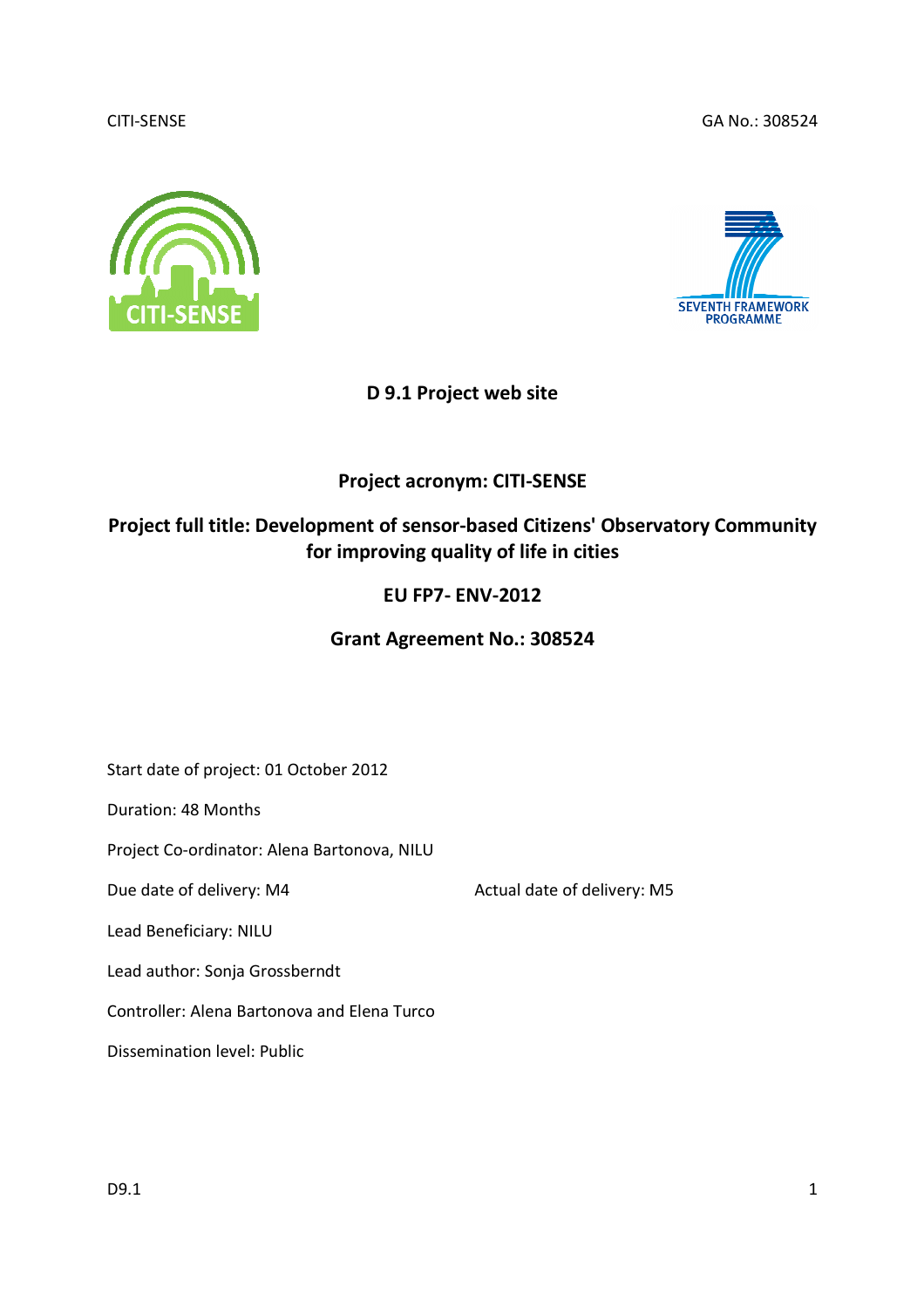# D 9.1 Project web site

**Project acronym: CITI-SENSE**

**Project full title: Development of sensor-based Citizens' Observatory Community for improving quality of life in cities**

**EU FP7- ENV-2012**

**Grant Agreement No.: 308524**

Start date of project: 01 October 2012

Duration: 48 Months

Project Co-ordinator: Alena Bartonova, NILU

Due date of delivery: M4 Actual date of delivery: M5

Lead Beneficiary: NILU

Lead author: Sonja Grossberndt

Controller: Alena Bartonova and Elena Turco

Dissemination level: Public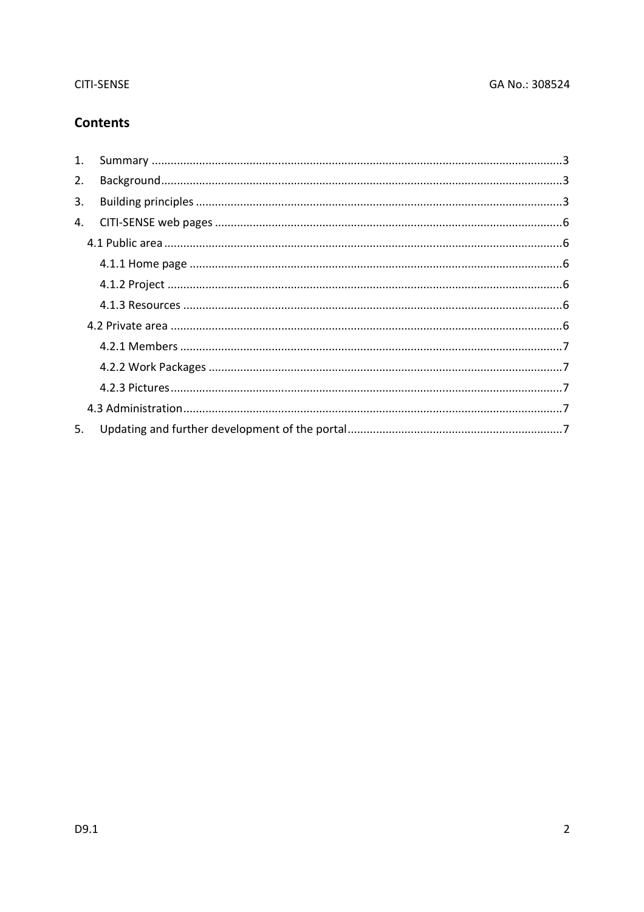## Contents

1. Summary ....................................................................................................................3
2. Background.................................................................................................................3
3. Building principles .......................................................................................................3
4. CITI-SENSE web pages ...............................................................................................6
   - 4.1 Public area ............................................................................................................6
     - 4.1.1 Home page .....................................................................................................6
     - 4.1.2 Project ............................................................................................................6
     - 4.1.3 Resources .......................................................................................................6
   - 4.2 Private area ...........................................................................................................6
     - 4.2.1 Members ........................................................................................................7
     - 4.2.2 Work Packages ...............................................................................................7
     - 4.2.3 Pictures...........................................................................................................7
   - 4.3 Administration.......................................................................................................7
5. Updating and further development of the portal.........................................................7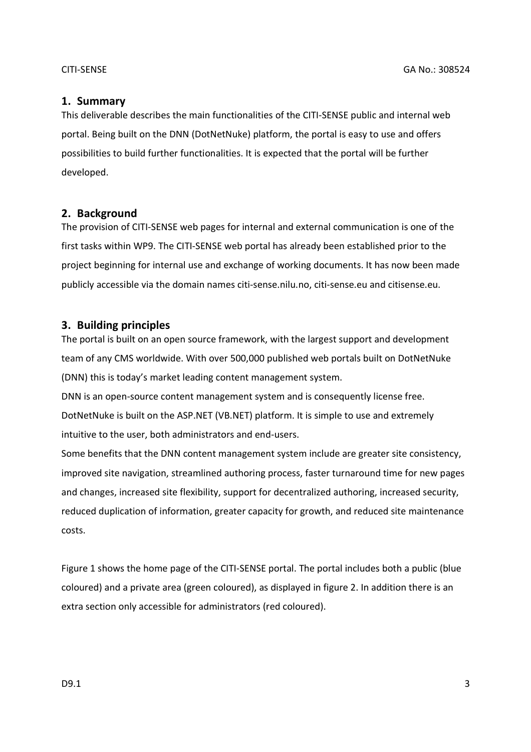## 1. Summary

This deliverable describes the main functionalities of the CITI-SENSE public and internal web portal. Being built on the DNN (DotNetNuke) platform, the portal is easy to use and offers possibilities to build further functionalities. It is expected that the portal will be further developed.

## 2. Background

The provision of CITI-SENSE web pages for internal and external communication is one of the first tasks within WP9. The CITI-SENSE web portal has already been established prior to the project beginning for internal use and exchange of working documents. It has now been made publicly accessible via the domain names citi-sense.nilu.no, citi-sense.eu and citisense.eu.

## 3. Building principles

The portal is built on an open source framework, with the largest support and development team of any CMS worldwide. With over 500,000 published web portals built on DotNetNuke (DNN) this is today's market leading content management system.

DNN is an open-source content management system and is consequently license free. DotNetNuke is built on the ASP.NET (VB.NET) platform. It is simple to use and extremely intuitive to the user, both administrators and end-users.

Some benefits that the DNN content management system include are greater site consistency, improved site navigation, streamlined authoring process, faster turnaround time for new pages and changes, increased site flexibility, support for decentralized authoring, increased security, reduced duplication of information, greater capacity for growth, and reduced site maintenance costs.

Figure 1 shows the home page of the CITI-SENSE portal. The portal includes both a public (blue coloured) and a private area (green coloured), as displayed in figure 2. In addition there is an extra section only accessible for administrators (red coloured).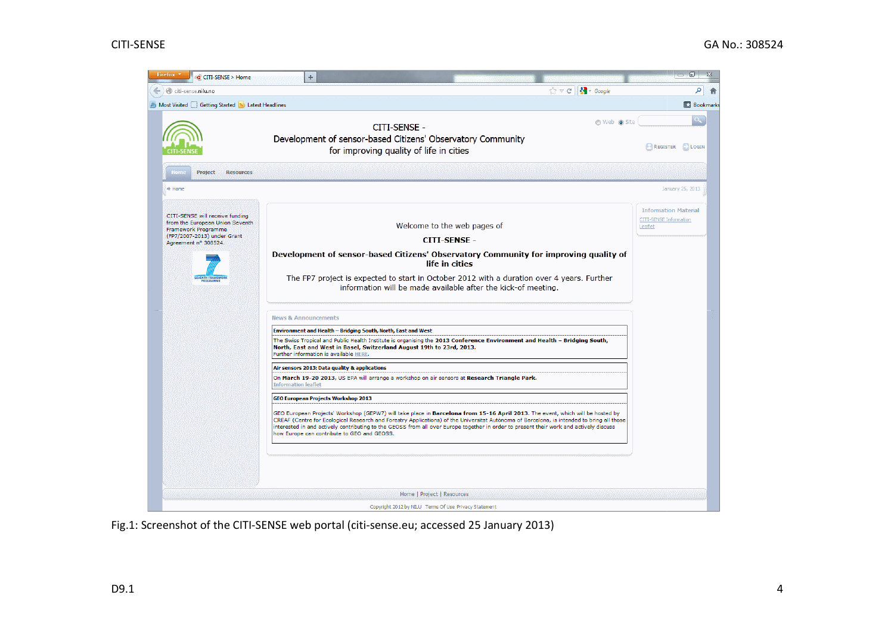Fig.1: Screenshot of the CITI-SENSE web portal (citi-sense.eu; accessed 25 January 2013)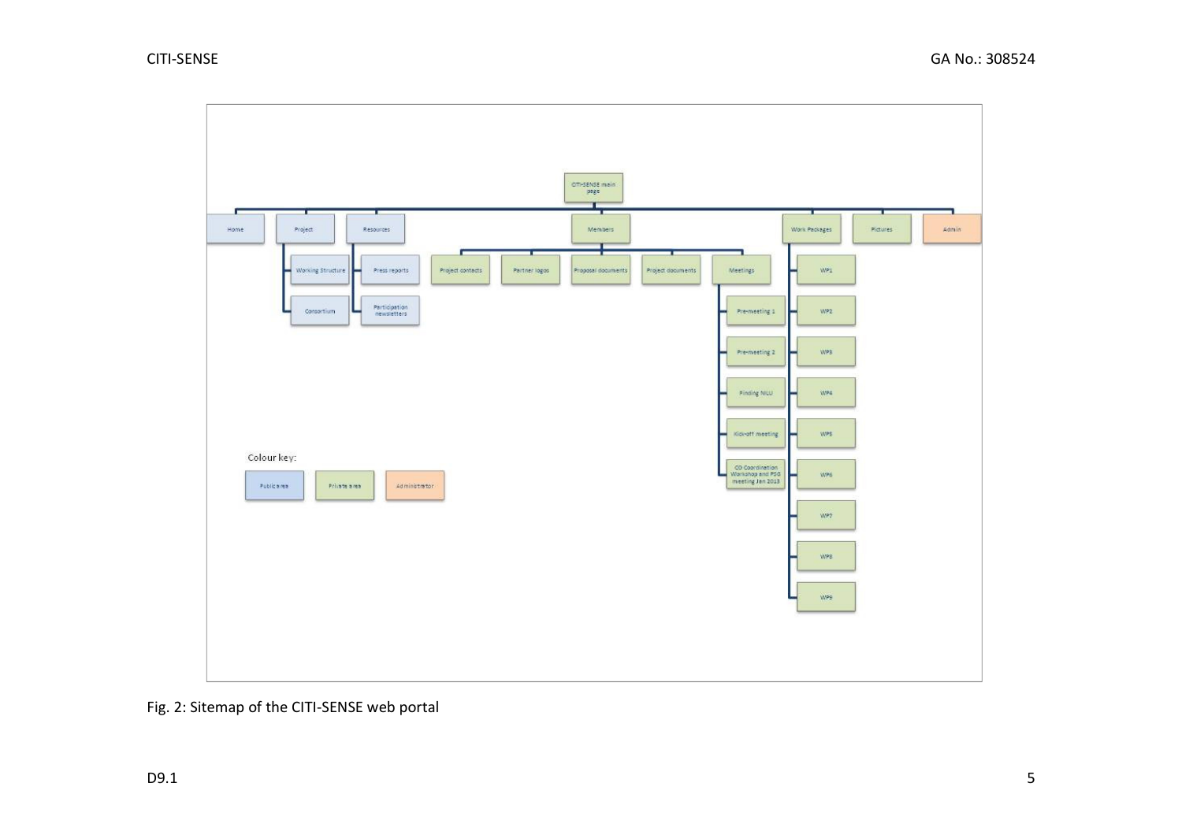- CITI-SENSE main page
  - Home
  - Project
    - Working Structure
    - Consortium
  - Resources
    - Press reports
    - Participation newsletters
  - Members
    - Project contacts
    - Partner logos
    - Proposal documents
    - Project documents
    - Meetings
      - Pre-meeting 1
      - Pre-meeting 2
      - Finding NILU
      - Kick-off meeting
      - CO Coordination Workshop and PSG meeting Jan 2013
  - Work Packages
    - WP1
    - WP2
    - WP3
    - WP4
    - WP5
    - WP6
    - WP7
    - WP8
    - WP9
  - Pictures
  - Admin

Colour key:

- Public area
- Private area
- Administrator

Fig. 2: Sitemap of the CITI-SENSE web portal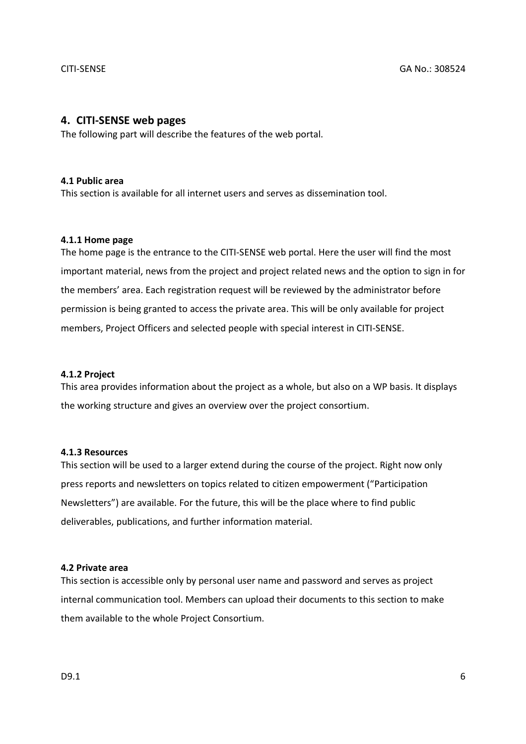# 4. CITI-SENSE web pages

The following part will describe the features of the web portal.

### 4.1 Public area

This section is available for all internet users and serves as dissemination tool.

#### 4.1.1 Home page

The home page is the entrance to the CITI-SENSE web portal. Here the user will find the most important material, news from the project and project related news and the option to sign in for the members' area. Each registration request will be reviewed by the administrator before permission is being granted to access the private area. This will be only available for project members, Project Officers and selected people with special interest in CITI-SENSE.

#### 4.1.2 Project

This area provides information about the project as a whole, but also on a WP basis. It displays the working structure and gives an overview over the project consortium.

#### 4.1.3 Resources

This section will be used to a larger extend during the course of the project. Right now only press reports and newsletters on topics related to citizen empowerment ("Participation Newsletters") are available. For the future, this will be the place where to find public deliverables, publications, and further information material.

### 4.2 Private area

This section is accessible only by personal user name and password and serves as project internal communication tool. Members can upload their documents to this section to make them available to the whole Project Consortium.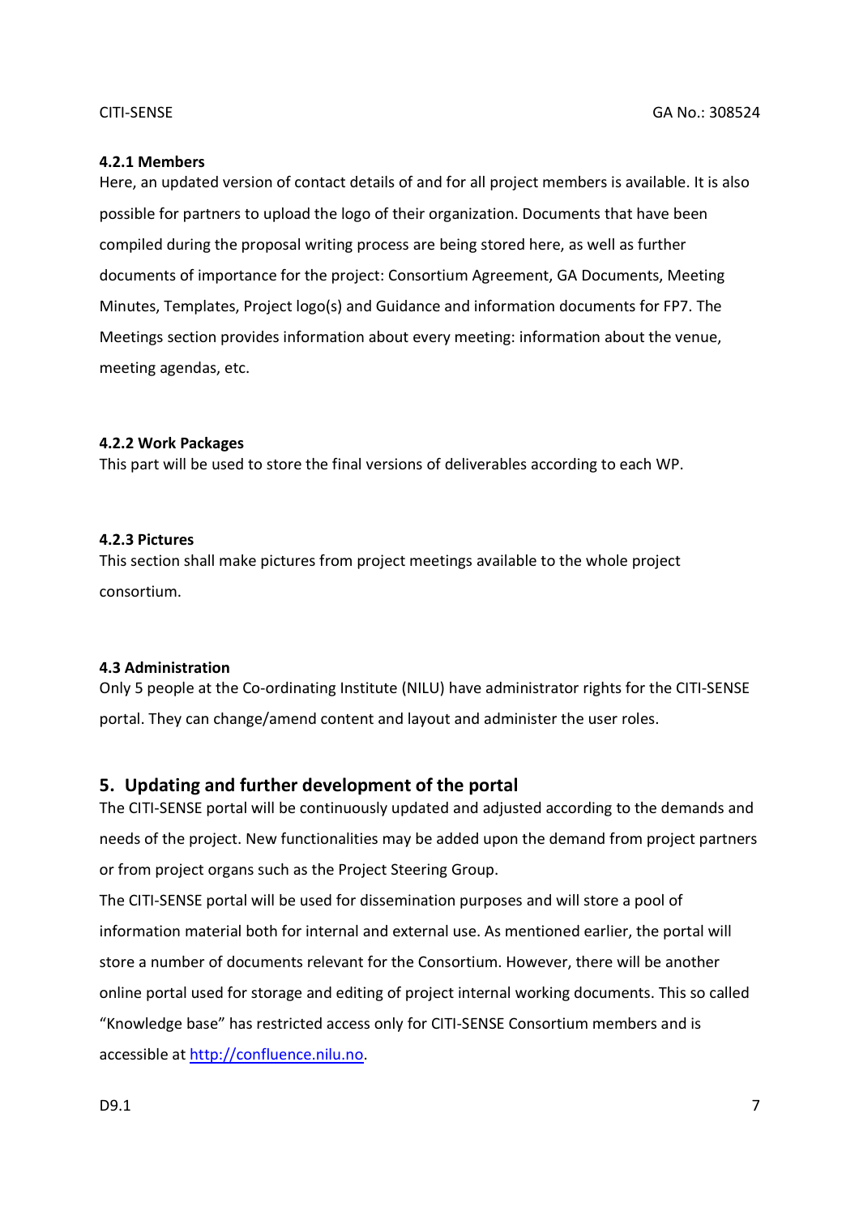#### 4.2.1 Members

Here, an updated version of contact details of and for all project members is available. It is also possible for partners to upload the logo of their organization. Documents that have been compiled during the proposal writing process are being stored here, as well as further documents of importance for the project: Consortium Agreement, GA Documents, Meeting Minutes, Templates, Project logo(s) and Guidance and information documents for FP7. The Meetings section provides information about every meeting: information about the venue, meeting agendas, etc.

#### 4.2.2 Work Packages

This part will be used to store the final versions of deliverables according to each WP.

#### 4.2.3 Pictures

This section shall make pictures from project meetings available to the whole project consortium.

### 4.3 Administration

Only 5 people at the Co-ordinating Institute (NILU) have administrator rights for the CITI-SENSE portal. They can change/amend content and layout and administer the user roles.

## 5. Updating and further development of the portal

The CITI-SENSE portal will be continuously updated and adjusted according to the demands and needs of the project. New functionalities may be added upon the demand from project partners or from project organs such as the Project Steering Group.

The CITI-SENSE portal will be used for dissemination purposes and will store a pool of information material both for internal and external use. As mentioned earlier, the portal will store a number of documents relevant for the Consortium. However, there will be another online portal used for storage and editing of project internal working documents. This so called "Knowledge base" has restricted access only for CITI-SENSE Consortium members and is accessible at [http://confluence.nilu.no](http://confluence.nilu.no).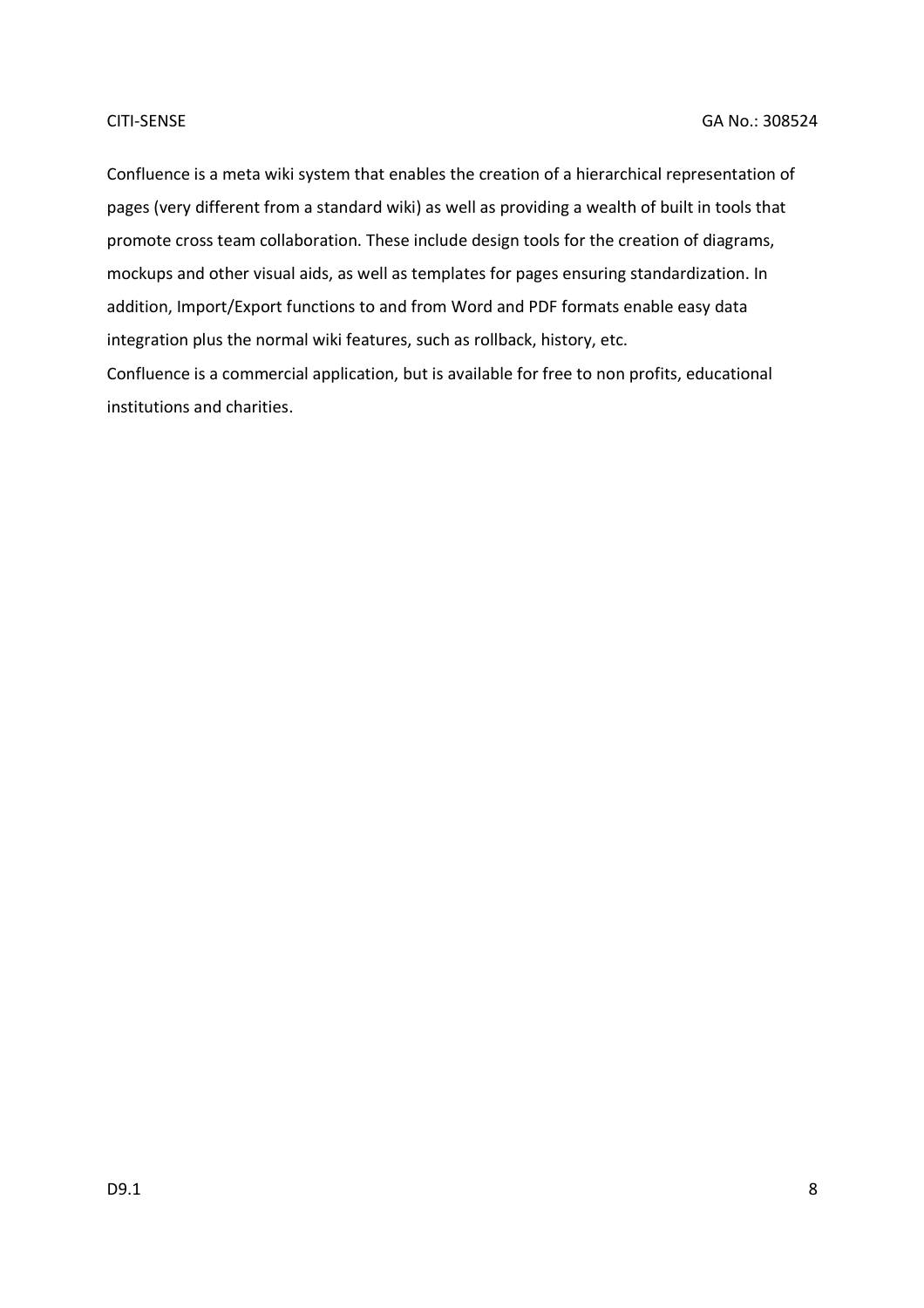Confluence is a meta wiki system that enables the creation of a hierarchical representation of pages (very different from a standard wiki) as well as providing a wealth of built in tools that promote cross team collaboration. These include design tools for the creation of diagrams, mockups and other visual aids, as well as templates for pages ensuring standardization. In addition, Import/Export functions to and from Word and PDF formats enable easy data integration plus the normal wiki features, such as rollback, history, etc.

Confluence is a commercial application, but is available for free to non profits, educational institutions and charities.